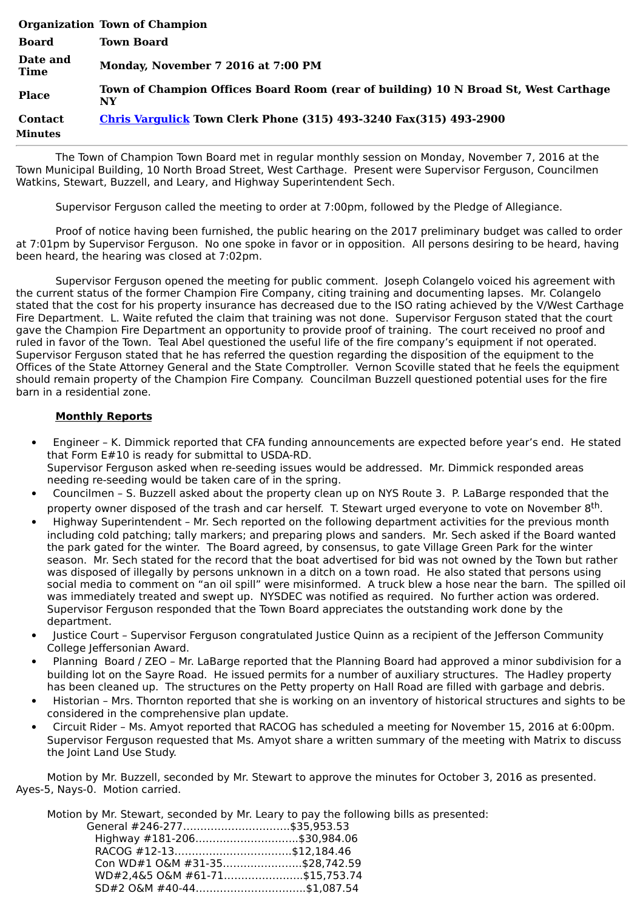| Organization | Town of Champion |
|---|---|
| Board | Town Board |
| Date and Time | Monday, November 7 2016 at 7:00 PM |
| Place | Town of Champion Offices Board Room (rear of building) 10 N Broad St, West Carthage NY |
| Contact | [Chris Vargulick](#) Town Clerk Phone (315) 493-3240 Fax(315) 493-2900 |

**Minutes**

---

The Town of Champion Town Board met in regular monthly session on Monday, November 7, 2016 at the Town Municipal Building, 10 North Broad Street, West Carthage. Present were Supervisor Ferguson, Councilmen Watkins, Stewart, Buzzell, and Leary, and Highway Superintendent Sech.

Supervisor Ferguson called the meeting to order at 7:00pm, followed by the Pledge of Allegiance.

Proof of notice having been furnished, the public hearing on the 2017 preliminary budget was called to order at 7:01pm by Supervisor Ferguson. No one spoke in favor or in opposition. All persons desiring to be heard, having been heard, the hearing was closed at 7:02pm.

Supervisor Ferguson opened the meeting for public comment. Joseph Colangelo voiced his agreement with the current status of the former Champion Fire Company, citing training and documenting lapses. Mr. Colangelo stated that the cost for his property insurance has decreased due to the ISO rating achieved by the V/West Carthage Fire Department. L. Waite refuted the claim that training was not done. Supervisor Ferguson stated that the court gave the Champion Fire Department an opportunity to provide proof of training. The court received no proof and ruled in favor of the Town. Teal Abel questioned the useful life of the fire company's equipment if not operated. Supervisor Ferguson stated that he has referred the question regarding the disposition of the equipment to the Offices of the State Attorney General and the State Comptroller. Vernon Scoville stated that he feels the equipment should remain property of the Champion Fire Company. Councilman Buzzell questioned potential uses for the fire barn in a residential zone.

**Monthly Reports**

- Engineer – K. Dimmick reported that CFA funding announcements are expected before year's end. He stated that Form E#10 is ready for submittal to USDA-RD.
  Supervisor Ferguson asked when re-seeding issues would be addressed. Mr. Dimmick responded areas needing re-seeding would be taken care of in the spring.
- Councilmen – S. Buzzell asked about the property clean up on NYS Route 3. P. LaBarge responded that the property owner disposed of the trash and car herself. T. Stewart urged everyone to vote on November 8th.
- Highway Superintendent – Mr. Sech reported on the following department activities for the previous month including cold patching; tally markers; and preparing plows and sanders. Mr. Sech asked if the Board wanted the park gated for the winter. The Board agreed, by consensus, to gate Village Green Park for the winter season. Mr. Sech stated for the record that the boat advertised for bid was not owned by the Town but rather was disposed of illegally by persons unknown in a ditch on a town road. He also stated that persons using social media to comment on "an oil spill" were misinformed. A truck blew a hose near the barn. The spilled oil was immediately treated and swept up. NYSDEC was notified as required. No further action was ordered. Supervisor Ferguson responded that the Town Board appreciates the outstanding work done by the department.
- Justice Court – Supervisor Ferguson congratulated Justice Quinn as a recipient of the Jefferson Community College Jeffersonian Award.
- Planning Board / ZEO – Mr. LaBarge reported that the Planning Board had approved a minor subdivision for a building lot on the Sayre Road. He issued permits for a number of auxiliary structures. The Hadley property has been cleaned up. The structures on the Petty property on Hall Road are filled with garbage and debris.
- Historian – Mrs. Thornton reported that she is working on an inventory of historical structures and sights to be considered in the comprehensive plan update.
- Circuit Rider – Ms. Amyot reported that RACOG has scheduled a meeting for November 15, 2016 at 6:00pm. Supervisor Ferguson requested that Ms. Amyot share a written summary of the meeting with Matrix to discuss the Joint Land Use Study.

Motion by Mr. Buzzell, seconded by Mr. Stewart to approve the minutes for October 3, 2016 as presented. Ayes-5, Nays-0. Motion carried.

Motion by Mr. Stewart, seconded by Mr. Leary to pay the following bills as presented:

General #246-277..............................$35,953.53
Highway #181-206.............................$30,984.06
RACOG #12-13.................................$12,184.46
Con WD#1 O&M #31-35.......................$28,742.59
WD#2,4&5 O&M #61-71.......................$15,753.74
SD#2 O&M #40-44...............................$1,087.54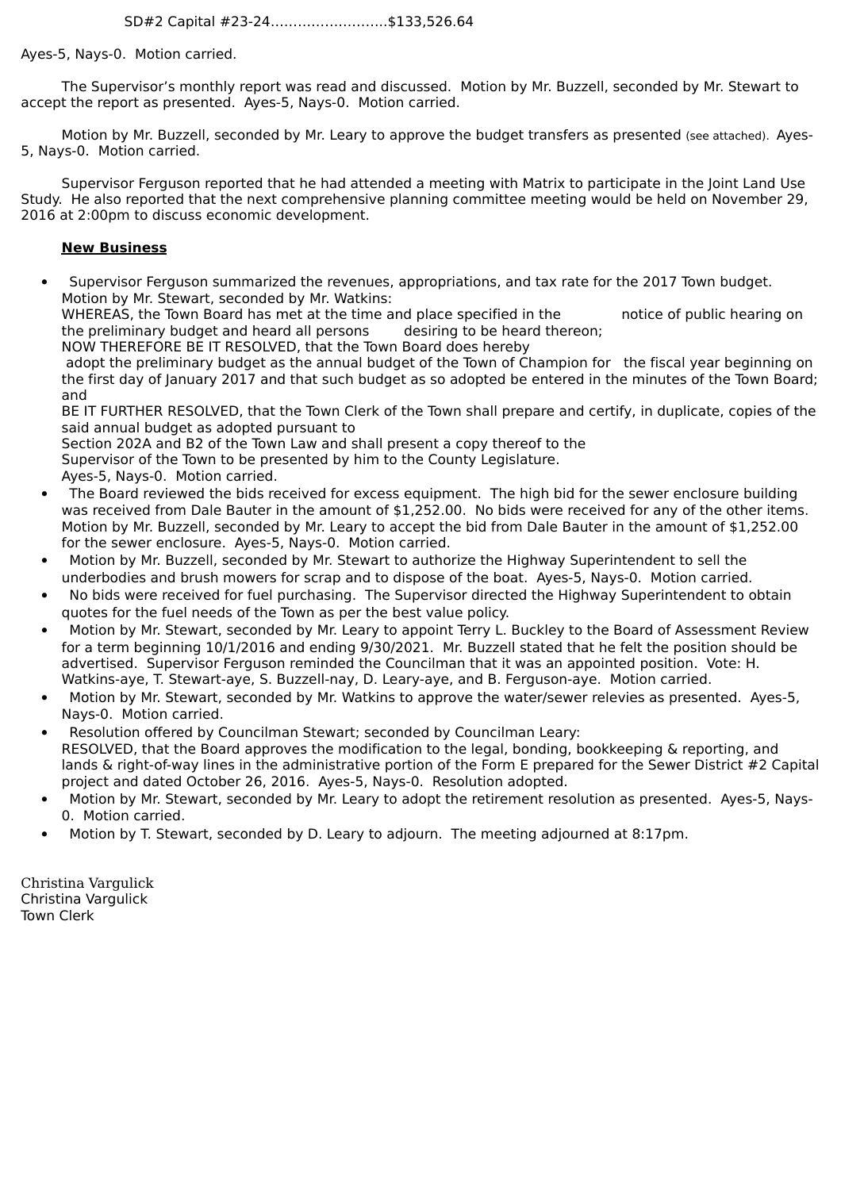SD#2 Capital #23-24……………………..$133,526.64

Ayes-5, Nays-0. Motion carried.

The Supervisor's monthly report was read and discussed. Motion by Mr. Buzzell, seconded by Mr. Stewart to accept the report as presented. Ayes-5, Nays-0. Motion carried.

Motion by Mr. Buzzell, seconded by Mr. Leary to approve the budget transfers as presented (see attached). Ayes-5, Nays-0. Motion carried.

Supervisor Ferguson reported that he had attended a meeting with Matrix to participate in the Joint Land Use Study. He also reported that the next comprehensive planning committee meeting would be held on November 29, 2016 at 2:00pm to discuss economic development.

**New Business**

- Supervisor Ferguson summarized the revenues, appropriations, and tax rate for the 2017 Town budget. Motion by Mr. Stewart, seconded by Mr. Watkins:
  WHEREAS, the Town Board has met at the time and place specified in the notice of public hearing on the preliminary budget and heard all persons desiring to be heard thereon;
  NOW THEREFORE BE IT RESOLVED, that the Town Board does hereby adopt the preliminary budget as the annual budget of the Town of Champion for the fiscal year beginning on the first day of January 2017 and that such budget as so adopted be entered in the minutes of the Town Board; and
  BE IT FURTHER RESOLVED, that the Town Clerk of the Town shall prepare and certify, in duplicate, copies of the said annual budget as adopted pursuant to Section 202A and B2 of the Town Law and shall present a copy thereof to the Supervisor of the Town to be presented by him to the County Legislature.
  Ayes-5, Nays-0. Motion carried.
- The Board reviewed the bids received for excess equipment. The high bid for the sewer enclosure building was received from Dale Bauter in the amount of $1,252.00. No bids were received for any of the other items. Motion by Mr. Buzzell, seconded by Mr. Leary to accept the bid from Dale Bauter in the amount of $1,252.00 for the sewer enclosure. Ayes-5, Nays-0. Motion carried.
- Motion by Mr. Buzzell, seconded by Mr. Stewart to authorize the Highway Superintendent to sell the underbodies and brush mowers for scrap and to dispose of the boat. Ayes-5, Nays-0. Motion carried.
- No bids were received for fuel purchasing. The Supervisor directed the Highway Superintendent to obtain quotes for the fuel needs of the Town as per the best value policy.
- Motion by Mr. Stewart, seconded by Mr. Leary to appoint Terry L. Buckley to the Board of Assessment Review for a term beginning 10/1/2016 and ending 9/30/2021. Mr. Buzzell stated that he felt the position should be advertised. Supervisor Ferguson reminded the Councilman that it was an appointed position. Vote: H. Watkins-aye, T. Stewart-aye, S. Buzzell-nay, D. Leary-aye, and B. Ferguson-aye. Motion carried.
- Motion by Mr. Stewart, seconded by Mr. Watkins to approve the water/sewer relevies as presented. Ayes-5, Nays-0. Motion carried.
- Resolution offered by Councilman Stewart; seconded by Councilman Leary:
  RESOLVED, that the Board approves the modification to the legal, bonding, bookkeeping & reporting, and lands & right-of-way lines in the administrative portion of the Form E prepared for the Sewer District #2 Capital project and dated October 26, 2016. Ayes-5, Nays-0. Resolution adopted.
- Motion by Mr. Stewart, seconded by Mr. Leary to adopt the retirement resolution as presented. Ayes-5, Nays-0. Motion carried.
- Motion by T. Stewart, seconded by D. Leary to adjourn. The meeting adjourned at 8:17pm.

Christina Vargulick
Christina Vargulick
Town Clerk